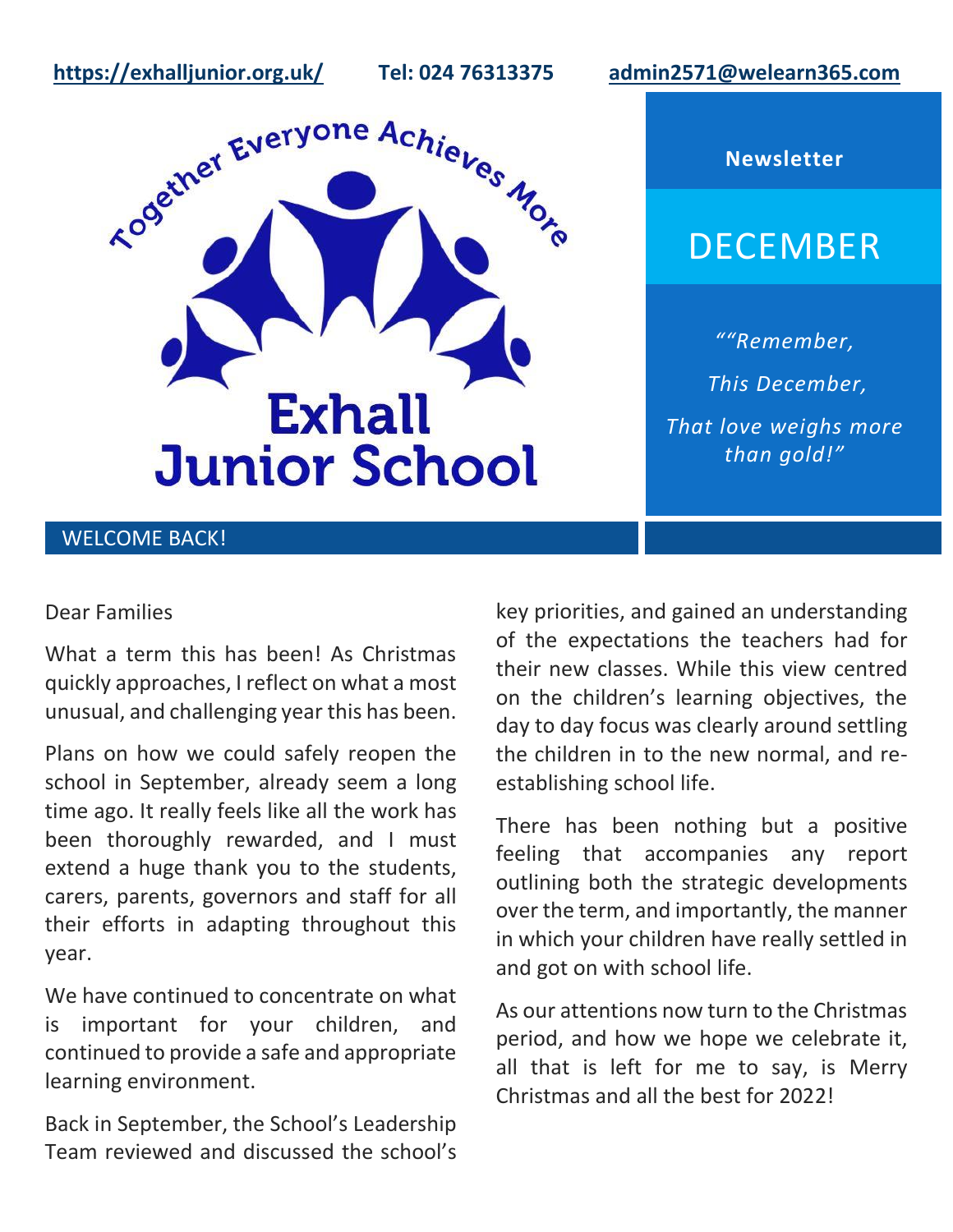https://exhalljunior.org.uk/ Tel: 024 76313375 admin2571@welearn365.com

Together Everyone Achieves More

# Exhall Junior School

**Newsletter**

# DECEMBER

*""Remember,*

*This December,*

*That love weighs more than gold!"*

## WELCOME BACK!

Dear Families

What a term this has been! As Christmas quickly approaches, I reflect on what a most unusual, and challenging year this has been.

Plans on how we could safely reopen the school in September, already seem a long time ago. It really feels like all the work has been thoroughly rewarded, and I must extend a huge thank you to the students, carers, parents, governors and staff for all their efforts in adapting throughout this year.

We have continued to concentrate on what is important for your children, and continued to provide a safe and appropriate learning environment.

Back in September, the School's Leadership Team reviewed and discussed the school's key priorities, and gained an understanding of the expectations the teachers had for their new classes. While this view centred on the children's learning objectives, the day to day focus was clearly around settling the children in to the new normal, and re-establishing school life.

There has been nothing but a positive feeling that accompanies any report outlining both the strategic developments over the term, and importantly, the manner in which your children have really settled in and got on with school life.

As our attentions now turn to the Christmas period, and how we hope we celebrate it, all that is left for me to say, is Merry Christmas and all the best for 2022!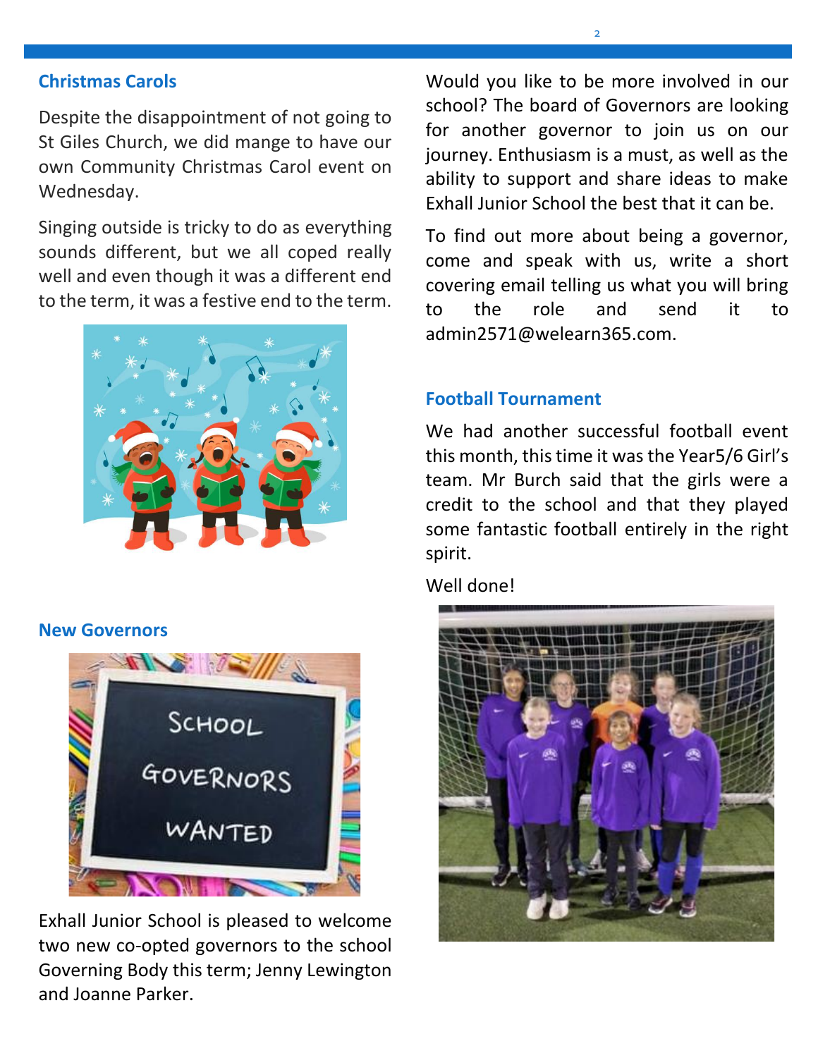## Christmas Carols

Despite the disappointment of not going to St Giles Church, we did mange to have our own Community Christmas Carol event on Wednesday.

Singing outside is tricky to do as everything sounds different, but we all coped really well and even though it was a different end to the term, it was a festive end to the term.

## New Governors

Exhall Junior School is pleased to welcome two new co-opted governors to the school Governing Body this term; Jenny Lewington and Joanne Parker.

Would you like to be more involved in our school? The board of Governors are looking for another governor to join us on our journey. Enthusiasm is a must, as well as the ability to support and share ideas to make Exhall Junior School the best that it can be.

To find out more about being a governor, come and speak with us, write a short covering email telling us what you will bring to the role and send it to admin2571@welearn365.com.

## Football Tournament

We had another successful football event this month, this time it was the Year5/6 Girl's team. Mr Burch said that the girls were a credit to the school and that they played some fantastic football entirely in the right spirit.

Well done!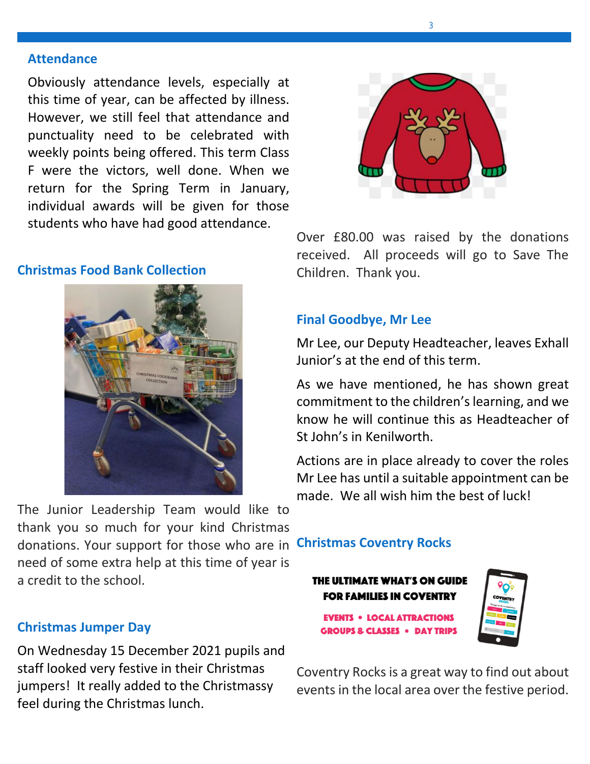## Attendance

Obviously attendance levels, especially at this time of year, can be affected by illness. However, we still feel that attendance and punctuality need to be celebrated with weekly points being offered. This term Class F were the victors, well done. When we return for the Spring Term in January, individual awards will be given for those students who have had good attendance.

## Christmas Food Bank Collection

The Junior Leadership Team would like to thank you so much for your kind Christmas donations. Your support for those who are in need of some extra help at this time of year is a credit to the school.

## Christmas Jumper Day

On Wednesday 15 December 2021 pupils and staff looked very festive in their Christmas jumpers! It really added to the Christmassy feel during the Christmas lunch.

Over £80.00 was raised by the donations received. All proceeds will go to Save The Children. Thank you.

## Final Goodbye, Mr Lee

Mr Lee, our Deputy Headteacher, leaves Exhall Junior's at the end of this term.

As we have mentioned, he has shown great commitment to the children's learning, and we know he will continue this as Headteacher of St John's in Kenilworth.

Actions are in place already to cover the roles Mr Lee has until a suitable appointment can be made. We all wish him the best of luck!

## Christmas Coventry Rocks

THE ULTIMATE WHAT'S ON GUIDE FOR FAMILIES IN COVENTRY

EVENTS • LOCAL ATTRACTIONS
GROUPS & CLASSES • DAY TRIPS

Coventry Rocks is a great way to find out about events in the local area over the festive period.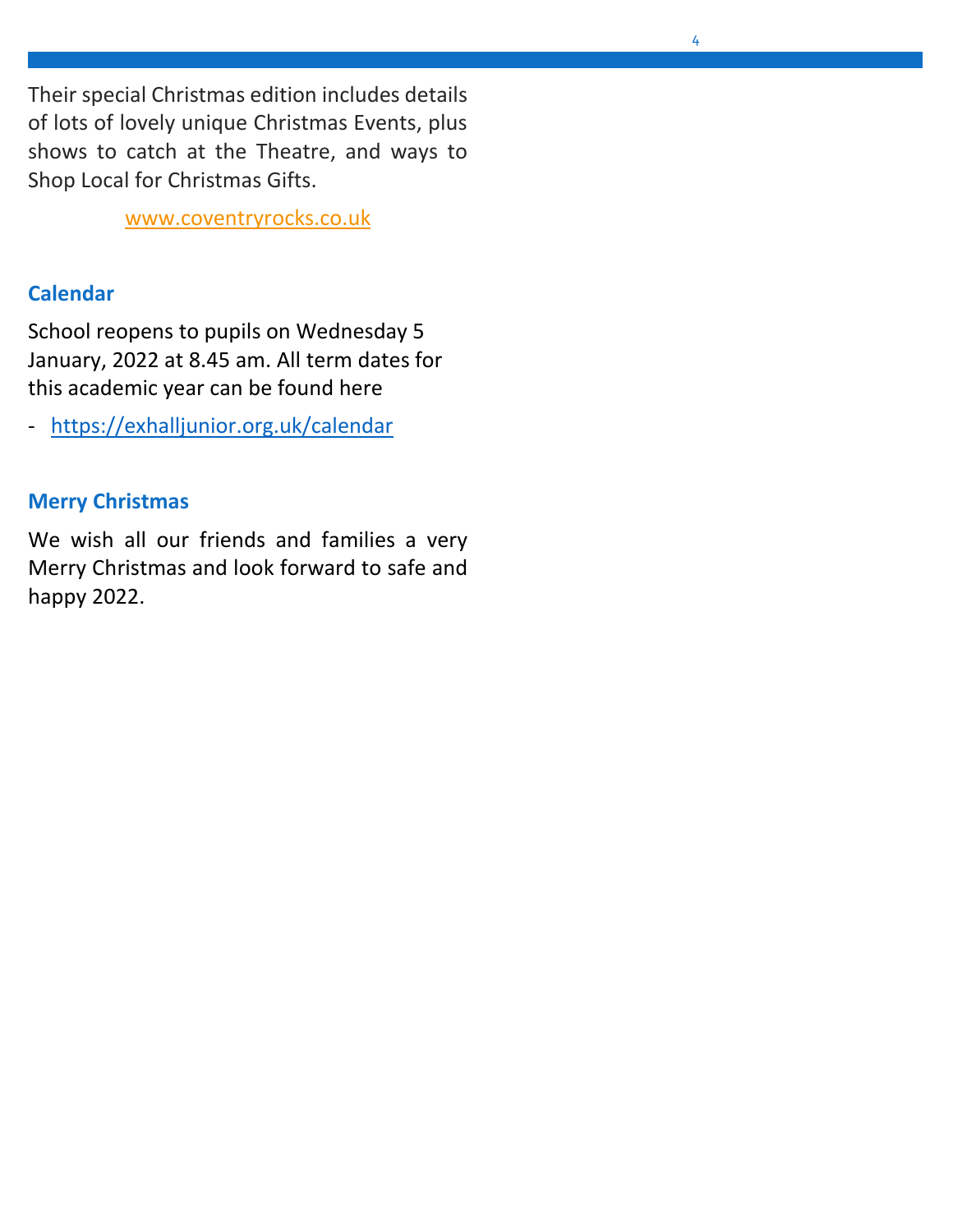Their special Christmas edition includes details of lots of lovely unique Christmas Events, plus shows to catch at the Theatre, and ways to Shop Local for Christmas Gifts.

www.coventryrocks.co.uk

## Calendar

School reopens to pupils on Wednesday 5 January, 2022 at 8.45 am. All term dates for this academic year can be found here

- https://exhalljunior.org.uk/calendar

## Merry Christmas

We wish all our friends and families a very Merry Christmas and look forward to safe and happy 2022.